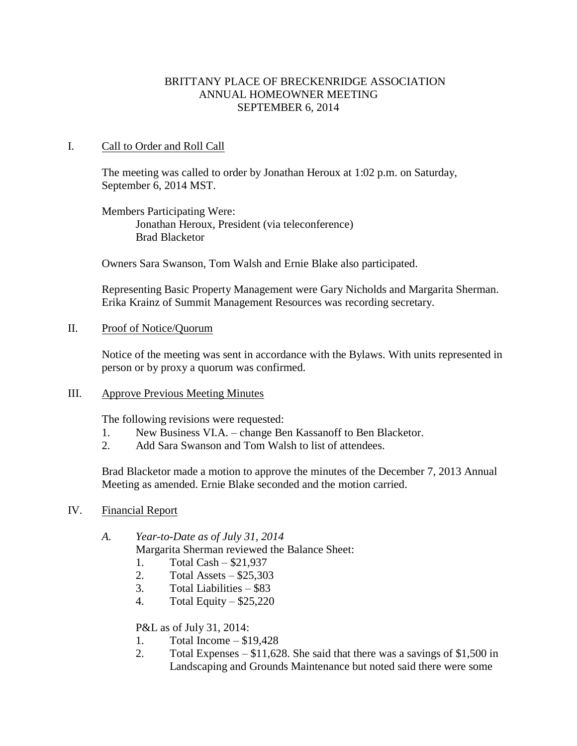# BRITTANY PLACE OF BRECKENRIDGE ASSOCIATION
## ANNUAL HOMEOWNER MEETING
### SEPTEMBER 6, 2014

## I. Call to Order and Roll Call

The meeting was called to order by Jonathan Heroux at 1:02 p.m. on Saturday, September 6, 2014 MST.

Members Participating Were:
- Jonathan Heroux, President (via teleconference)
- Brad Blacketor

Owners Sara Swanson, Tom Walsh and Ernie Blake also participated.

Representing Basic Property Management were Gary Nicholds and Margarita Sherman. Erika Krainz of Summit Management Resources was recording secretary.

## II. Proof of Notice/Quorum

Notice of the meeting was sent in accordance with the Bylaws. With units represented in person or by proxy a quorum was confirmed.

## III. Approve Previous Meeting Minutes

The following revisions were requested:
1. New Business VI.A. – change Ben Kassanoff to Ben Blacketor.
2. Add Sara Swanson and Tom Walsh to list of attendees.

Brad Blacketor made a motion to approve the minutes of the December 7, 2013 Annual Meeting as amended. Ernie Blake seconded and the motion carried.

## IV. Financial Report

*A. Year-to-Date as of July 31, 2014*

Margarita Sherman reviewed the Balance Sheet:
1. Total Cash – $21,937
2. Total Assets – $25,303
3. Total Liabilities – $83
4. Total Equity – $25,220

P&L as of July 31, 2014:
1. Total Income – $19,428
2. Total Expenses – $11,628. She said that there was a savings of $1,500 in Landscaping and Grounds Maintenance but noted said there were some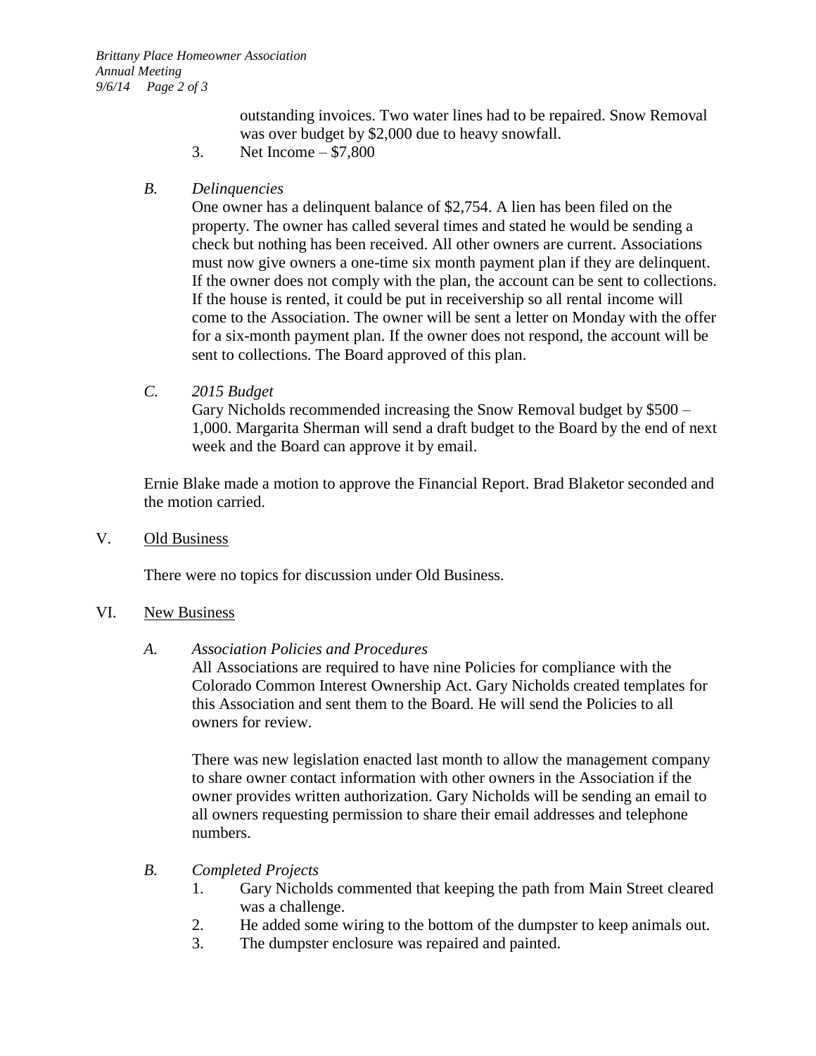outstanding invoices. Two water lines had to be repaired. Snow Removal was over budget by $2,000 due to heavy snowfall.

3. Net Income – $7,800

*B. Delinquencies*

One owner has a delinquent balance of $2,754. A lien has been filed on the property. The owner has called several times and stated he would be sending a check but nothing has been received. All other owners are current. Associations must now give owners a one-time six month payment plan if they are delinquent. If the owner does not comply with the plan, the account can be sent to collections. If the house is rented, it could be put in receivership so all rental income will come to the Association. The owner will be sent a letter on Monday with the offer for a six-month payment plan. If the owner does not respond, the account will be sent to collections. The Board approved of this plan.

*C. 2015 Budget*

Gary Nicholds recommended increasing the Snow Removal budget by $500 – 1,000. Margarita Sherman will send a draft budget to the Board by the end of next week and the Board can approve it by email.

Ernie Blake made a motion to approve the Financial Report. Brad Blaketor seconded and the motion carried.

## V. Old Business

There were no topics for discussion under Old Business.

## VI. New Business

*A. Association Policies and Procedures*

All Associations are required to have nine Policies for compliance with the Colorado Common Interest Ownership Act. Gary Nicholds created templates for this Association and sent them to the Board. He will send the Policies to all owners for review.

There was new legislation enacted last month to allow the management company to share owner contact information with other owners in the Association if the owner provides written authorization. Gary Nicholds will be sending an email to all owners requesting permission to share their email addresses and telephone numbers.

*B. Completed Projects*

1. Gary Nicholds commented that keeping the path from Main Street cleared was a challenge.
2. He added some wiring to the bottom of the dumpster to keep animals out.
3. The dumpster enclosure was repaired and painted.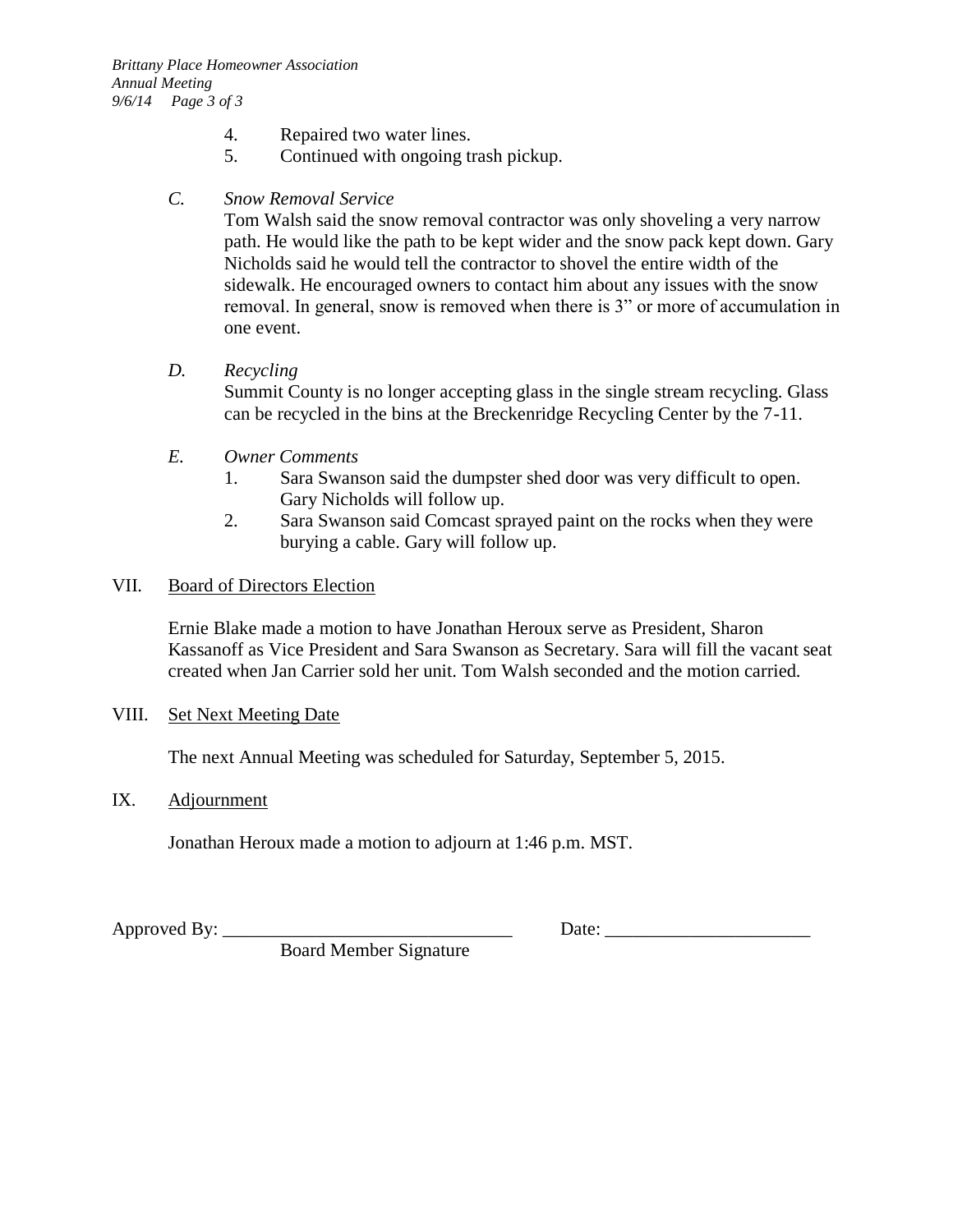4. Repaired two water lines.
5. Continued with ongoing trash pickup.

*C. Snow Removal Service*

Tom Walsh said the snow removal contractor was only shoveling a very narrow path. He would like the path to be kept wider and the snow pack kept down. Gary Nicholds said he would tell the contractor to shovel the entire width of the sidewalk. He encouraged owners to contact him about any issues with the snow removal. In general, snow is removed when there is 3" or more of accumulation in one event.

*D. Recycling*

Summit County is no longer accepting glass in the single stream recycling. Glass can be recycled in the bins at the Breckenridge Recycling Center by the 7-11.

*E. Owner Comments*

1. Sara Swanson said the dumpster shed door was very difficult to open. Gary Nicholds will follow up.
2. Sara Swanson said Comcast sprayed paint on the rocks when they were burying a cable. Gary will follow up.

## VII. Board of Directors Election

Ernie Blake made a motion to have Jonathan Heroux serve as President, Sharon Kassanoff as Vice President and Sara Swanson as Secretary. Sara will fill the vacant seat created when Jan Carrier sold her unit. Tom Walsh seconded and the motion carried.

## VIII. Set Next Meeting Date

The next Annual Meeting was scheduled for Saturday, September 5, 2015.

## IX. Adjournment

Jonathan Heroux made a motion to adjourn at 1:46 p.m. MST.

Approved By: _______________________________ Date: ______________________

Board Member Signature